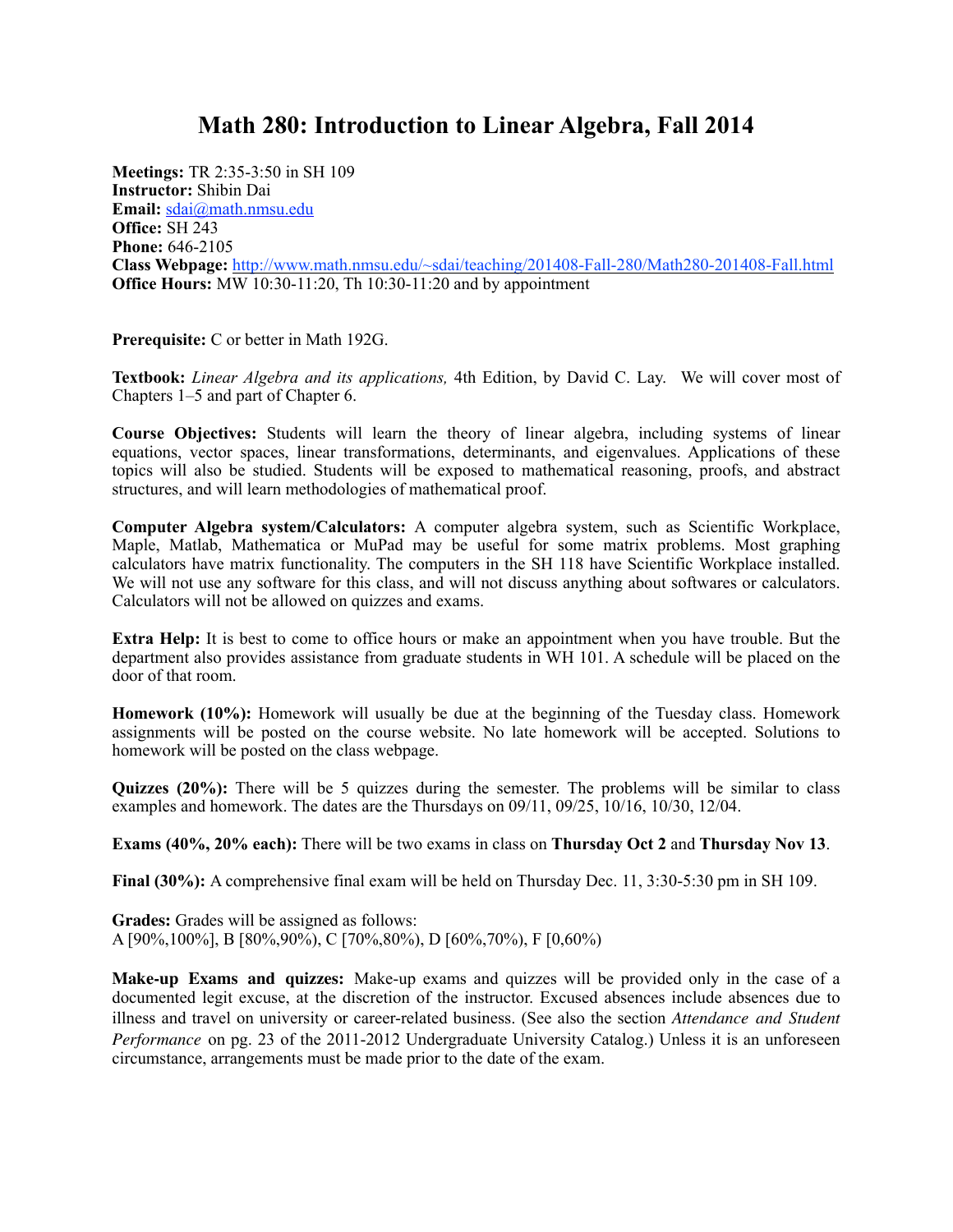# Math 280: Introduction to Linear Algebra, Fall 2014

**Meetings:** TR 2:35-3:50 in SH 109
**Instructor:** Shibin Dai
**Email:** sdai@math.nmsu.edu
**Office:** SH 243
**Phone:** 646-2105
**Class Webpage:** http://www.math.nmsu.edu/~sdai/teaching/201408-Fall-280/Math280-201408-Fall.html
**Office Hours:** MW 10:30-11:20, Th 10:30-11:20 and by appointment

**Prerequisite:** C or better in Math 192G.

**Textbook:** *Linear Algebra and its applications,* 4th Edition, by David C. Lay. We will cover most of Chapters 1–5 and part of Chapter 6.

**Course Objectives:** Students will learn the theory of linear algebra, including systems of linear equations, vector spaces, linear transformations, determinants, and eigenvalues. Applications of these topics will also be studied. Students will be exposed to mathematical reasoning, proofs, and abstract structures, and will learn methodologies of mathematical proof.

**Computer Algebra system/Calculators:** A computer algebra system, such as Scientific Workplace, Maple, Matlab, Mathematica or MuPad may be useful for some matrix problems. Most graphing calculators have matrix functionality. The computers in the SH 118 have Scientific Workplace installed. We will not use any software for this class, and will not discuss anything about softwares or calculators. Calculators will not be allowed on quizzes and exams.

**Extra Help:** It is best to come to office hours or make an appointment when you have trouble. But the department also provides assistance from graduate students in WH 101. A schedule will be placed on the door of that room.

**Homework (10%):** Homework will usually be due at the beginning of the Tuesday class. Homework assignments will be posted on the course website. No late homework will be accepted. Solutions to homework will be posted on the class webpage.

**Quizzes (20%):** There will be 5 quizzes during the semester. The problems will be similar to class examples and homework. The dates are the Thursdays on 09/11, 09/25, 10/16, 10/30, 12/04.

**Exams (40%, 20% each):** There will be two exams in class on **Thursday Oct 2** and **Thursday Nov 13**.

**Final (30%):** A comprehensive final exam will be held on Thursday Dec. 11, 3:30-5:30 pm in SH 109.

**Grades:** Grades will be assigned as follows:
A [90%,100%], B [80%,90%), C [70%,80%), D [60%,70%), F [0,60%)

**Make-up Exams and quizzes:** Make-up exams and quizzes will be provided only in the case of a documented legit excuse, at the discretion of the instructor. Excused absences include absences due to illness and travel on university or career-related business. (See also the section *Attendance and Student Performance* on pg. 23 of the 2011-2012 Undergraduate University Catalog.) Unless it is an unforeseen circumstance, arrangements must be made prior to the date of the exam.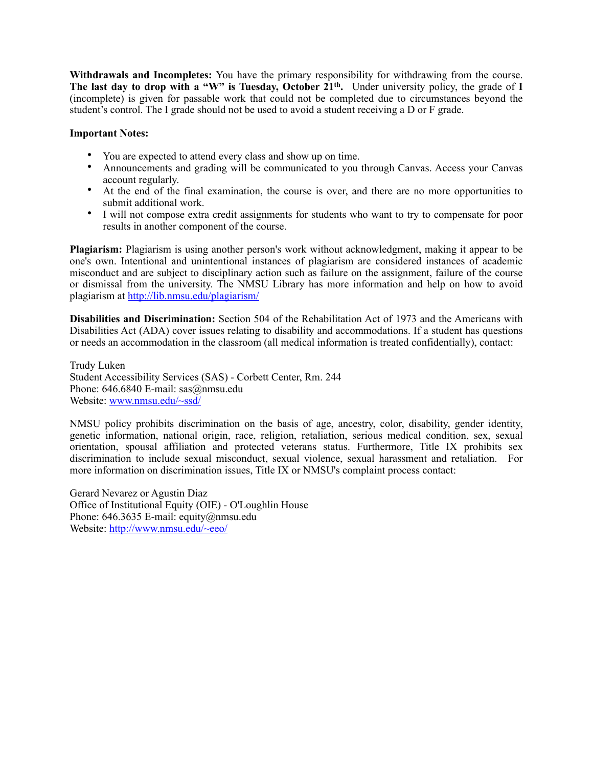**Withdrawals and Incompletes:** You have the primary responsibility for withdrawing from the course. **The last day to drop with a "W" is Tuesday, October 21th.** Under university policy, the grade of **I** (incomplete) is given for passable work that could not be completed due to circumstances beyond the student's control. The I grade should not be used to avoid a student receiving a D or F grade.

**Important Notes:**

- You are expected to attend every class and show up on time.
- Announcements and grading will be communicated to you through Canvas. Access your Canvas account regularly.
- At the end of the final examination, the course is over, and there are no more opportunities to submit additional work.
- I will not compose extra credit assignments for students who want to try to compensate for poor results in another component of the course.

**Plagiarism:** Plagiarism is using another person's work without acknowledgment, making it appear to be one's own. Intentional and unintentional instances of plagiarism are considered instances of academic misconduct and are subject to disciplinary action such as failure on the assignment, failure of the course or dismissal from the university. The NMSU Library has more information and help on how to avoid plagiarism at http://lib.nmsu.edu/plagiarism/

**Disabilities and Discrimination:** Section 504 of the Rehabilitation Act of 1973 and the Americans with Disabilities Act (ADA) cover issues relating to disability and accommodations. If a student has questions or needs an accommodation in the classroom (all medical information is treated confidentially), contact:

Trudy Luken
Student Accessibility Services (SAS) - Corbett Center, Rm. 244
Phone: 646.6840 E-mail: sas@nmsu.edu
Website: www.nmsu.edu/~ssd/

NMSU policy prohibits discrimination on the basis of age, ancestry, color, disability, gender identity, genetic information, national origin, race, religion, retaliation, serious medical condition, sex, sexual orientation, spousal affiliation and protected veterans status. Furthermore, Title IX prohibits sex discrimination to include sexual misconduct, sexual violence, sexual harassment and retaliation. For more information on discrimination issues, Title IX or NMSU's complaint process contact:

Gerard Nevarez or Agustin Diaz
Office of Institutional Equity (OIE) - O'Loughlin House
Phone: 646.3635 E-mail: equity@nmsu.edu
Website: http://www.nmsu.edu/~eeo/